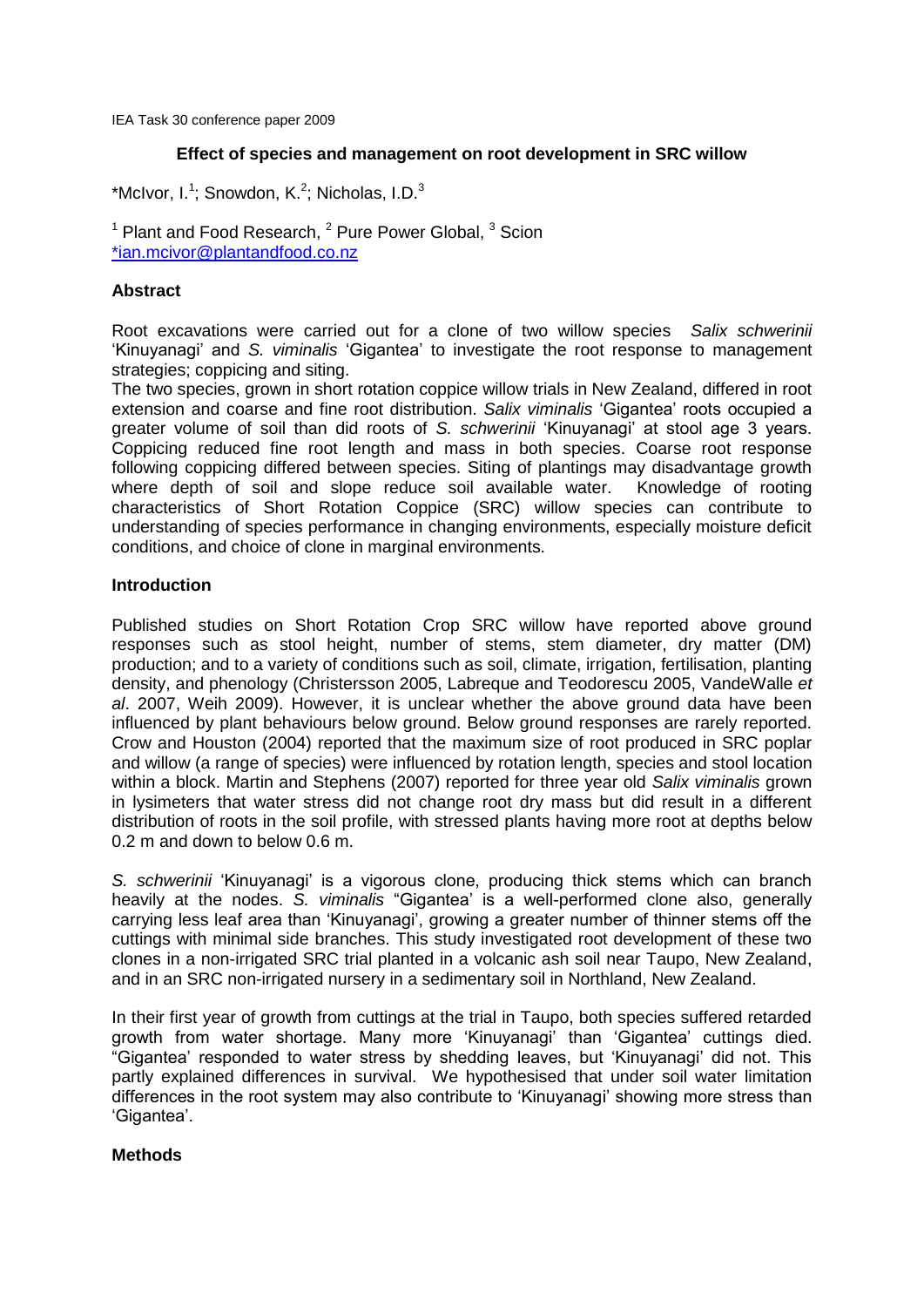IEA Task 30 conference paper 2009

# Effect of species and management on root development in SRC willow

*McIvor, I.[1]; Snowdon, K.[2]; Nicholas, I.D.[3]

[1] Plant and Food Research, [2] Pure Power Global, [3] Scion
*ian.mcivor@plantandfood.co.nz

## Abstract

Root excavations were carried out for a clone of two willow species *Salix schwerinii* 'Kinuyanagi' and *S. viminalis* 'Gigantea' to investigate the root response to management strategies; coppicing and siting.

The two species, grown in short rotation coppice willow trials in New Zealand, differed in root extension and coarse and fine root distribution. *Salix viminalis* 'Gigantea' roots occupied a greater volume of soil than did roots of *S. schwerinii* 'Kinuyanagi' at stool age 3 years. Coppicing reduced fine root length and mass in both species. Coarse root response following coppicing differed between species. Siting of plantings may disadvantage growth where depth of soil and slope reduce soil available water. Knowledge of rooting characteristics of Short Rotation Coppice (SRC) willow species can contribute to understanding of species performance in changing environments, especially moisture deficit conditions, and choice of clone in marginal environments.

## Introduction

Published studies on Short Rotation Crop SRC willow have reported above ground responses such as stool height, number of stems, stem diameter, dry matter (DM) production; and to a variety of conditions such as soil, climate, irrigation, fertilisation, planting density, and phenology (Christersson 2005, Labreque and Teodorescu 2005, VandeWalle *et al*. 2007, Weih 2009). However, it is unclear whether the above ground data have been influenced by plant behaviours below ground. Below ground responses are rarely reported. Crow and Houston (2004) reported that the maximum size of root produced in SRC poplar and willow (a range of species) were influenced by rotation length, species and stool location within a block. Martin and Stephens (2007) reported for three year old *Salix viminalis* grown in lysimeters that water stress did not change root dry mass but did result in a different distribution of roots in the soil profile, with stressed plants having more root at depths below 0.2 m and down to below 0.6 m.

*S. schwerinii* 'Kinuyanagi' is a vigorous clone, producing thick stems which can branch heavily at the nodes. *S. viminalis* "Gigantea' is a well-performed clone also, generally carrying less leaf area than 'Kinuyanagi', growing a greater number of thinner stems off the cuttings with minimal side branches. This study investigated root development of these two clones in a non-irrigated SRC trial planted in a volcanic ash soil near Taupo, New Zealand, and in an SRC non-irrigated nursery in a sedimentary soil in Northland, New Zealand.

In their first year of growth from cuttings at the trial in Taupo, both species suffered retarded growth from water shortage. Many more 'Kinuyanagi' than 'Gigantea' cuttings died. "Gigantea' responded to water stress by shedding leaves, but 'Kinuyanagi' did not. This partly explained differences in survival. We hypothesised that under soil water limitation differences in the root system may also contribute to 'Kinuyanagi' showing more stress than 'Gigantea'.

## Methods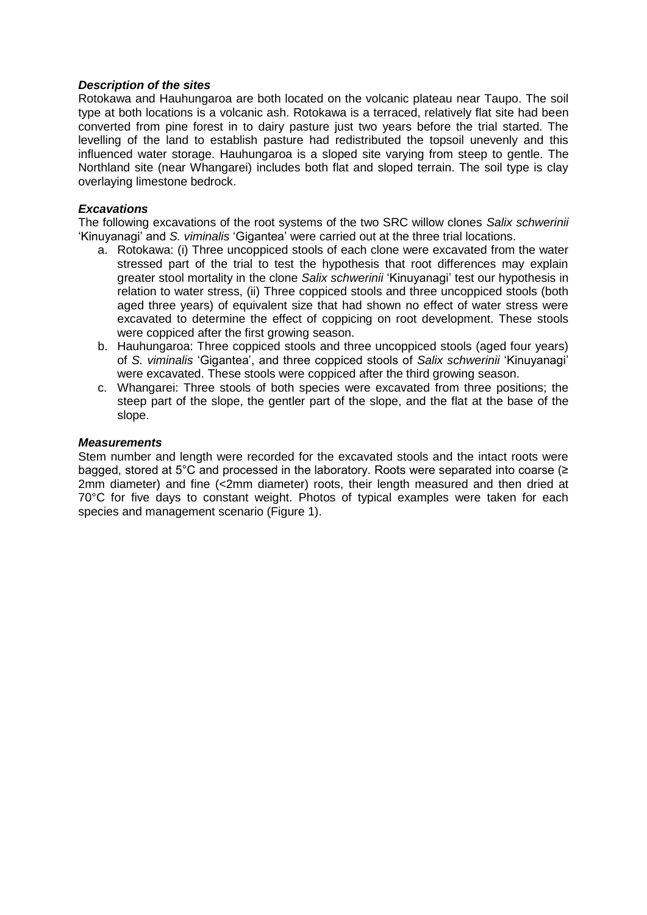### *Description of the sites*

Rotokawa and Hauhungaroa are both located on the volcanic plateau near Taupo. The soil type at both locations is a volcanic ash. Rotokawa is a terraced, relatively flat site had been converted from pine forest in to dairy pasture just two years before the trial started. The levelling of the land to establish pasture had redistributed the topsoil unevenly and this influenced water storage. Hauhungaroa is a sloped site varying from steep to gentle. The Northland site (near Whangarei) includes both flat and sloped terrain. The soil type is clay overlaying limestone bedrock.

### *Excavations*

The following excavations of the root systems of the two SRC willow clones *Salix schwerinii* 'Kinuyanagi' and *S. viminalis* 'Gigantea' were carried out at the three trial locations.

a. Rotokawa: (i) Three uncoppiced stools of each clone were excavated from the water stressed part of the trial to test the hypothesis that root differences may explain greater stool mortality in the clone *Salix schwerinii* 'Kinuyanagi' test our hypothesis in relation to water stress, (ii) Three coppiced stools and three uncoppiced stools (both aged three years) of equivalent size that had shown no effect of water stress were excavated to determine the effect of coppicing on root development. These stools were coppiced after the first growing season.
b. Hauhungaroa: Three coppiced stools and three uncoppiced stools (aged four years) of *S. viminalis* 'Gigantea', and three coppiced stools of *Salix schwerinii* 'Kinuyanagi' were excavated. These stools were coppiced after the third growing season.
c. Whangarei: Three stools of both species were excavated from three positions; the steep part of the slope, the gentler part of the slope, and the flat at the base of the slope.

### *Measurements*

Stem number and length were recorded for the excavated stools and the intact roots were bagged, stored at 5°C and processed in the laboratory. Roots were separated into coarse (≥ 2mm diameter) and fine (<2mm diameter) roots, their length measured and then dried at 70°C for five days to constant weight. Photos of typical examples were taken for each species and management scenario (Figure 1).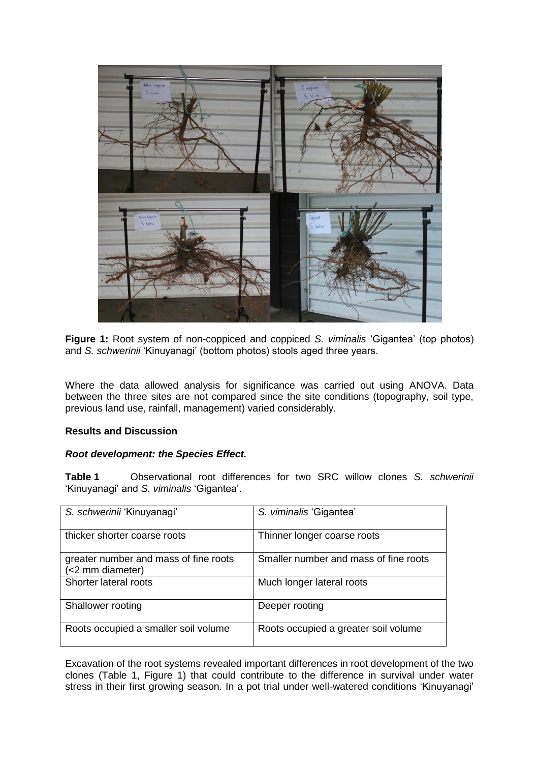**Figure 1:** Root system of non-coppiced and coppiced *S. viminalis* 'Gigantea' (top photos) and *S. schwerinii* 'Kinuyanagi' (bottom photos) stools aged three years.

Where the data allowed analysis for significance was carried out using ANOVA. Data between the three sites are not compared since the site conditions (topography, soil type, previous land use, rainfall, management) varied considerably.

**Results and Discussion**

***Root development: the Species Effect.***

**Table 1** Observational root differences for two SRC willow clones *S. schwerinii* 'Kinuyanagi' and *S. viminalis* 'Gigantea'.

| *S. schwerinii* 'Kinuyanagi' | *S. viminalis* 'Gigantea' |
|---|---|
| thicker shorter coarse roots | Thinner longer coarse roots |
| greater number and mass of fine roots (<2 mm diameter) | Smaller number and mass of fine roots |
| Shorter lateral roots | Much longer lateral roots |
| Shallower rooting | Deeper rooting |
| Roots occupied a smaller soil volume | Roots occupied a greater soil volume |

Excavation of the root systems revealed important differences in root development of the two clones (Table 1, Figure 1) that could contribute to the difference in survival under water stress in their first growing season. In a pot trial under well-watered conditions 'Kinuyanagi'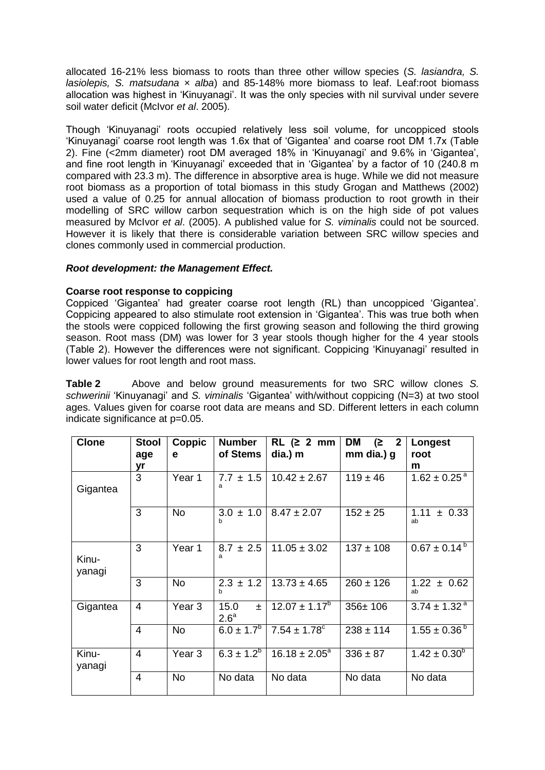allocated 16-21% less biomass to roots than three other willow species (*S. lasiandra, S. lasiolepis, S. matsudana × alba*) and 85-148% more biomass to leaf. Leaf:root biomass allocation was highest in 'Kinuyanagi'. It was the only species with nil survival under severe soil water deficit (McIvor *et al*. 2005).

Though 'Kinuyanagi' roots occupied relatively less soil volume, for uncoppiced stools 'Kinuyanagi' coarse root length was 1.6x that of 'Gigantea' and coarse root DM 1.7x (Table 2). Fine (<2mm diameter) root DM averaged 18% in 'Kinuyanagi' and 9.6% in 'Gigantea', and fine root length in 'Kinuyanagi' exceeded that in 'Gigantea' by a factor of 10 (240.8 m compared with 23.3 m). The difference in absorptive area is huge. While we did not measure root biomass as a proportion of total biomass in this study Grogan and Matthews (2002) used a value of 0.25 for annual allocation of biomass production to root growth in their modelling of SRC willow carbon sequestration which is on the high side of pot values measured by McIvor *et al*. (2005). A published value for *S. viminalis* could not be sourced. However it is likely that there is considerable variation between SRC willow species and clones commonly used in commercial production.

***Root development: the Management Effect.***

**Coarse root response to coppicing**

Coppiced 'Gigantea' had greater coarse root length (RL) than uncoppiced 'Gigantea'. Coppicing appeared to also stimulate root extension in 'Gigantea'. This was true both when the stools were coppiced following the first growing season and following the third growing season. Root mass (DM) was lower for 3 year stools though higher for the 4 year stools (Table 2). However the differences were not significant. Coppicing 'Kinuyanagi' resulted in lower values for root length and root mass.

**Table 2** Above and below ground measurements for two SRC willow clones *S. schwerinii* 'Kinuyanagi' and *S. viminalis* 'Gigantea' with/without coppicing (N=3) at two stool ages. Values given for coarse root data are means and SD. Different letters in each column indicate significance at p=0.05.

| Clone | Stool age yr | Coppice | Number of Stems | RL (≥ 2 mm dia.) m | DM (≥ 2 mm dia.) g | Longest root m |
|---|---|---|---|---|---|---|
| Gigantea | 3 | Year 1 | 7.7 ± 1.5 [a] | 10.42 ± 2.67 | 119 ± 46 | 1.62 ± 0.25 [a] |
| | 3 | No | 3.0 ± 1.0 [b] | 8.47 ± 2.07 | 152 ± 25 | 1.11 ± 0.33 [ab] |
| Kinu-yanagi | 3 | Year 1 | 8.7 ± 2.5 [a] | 11.05 ± 3.02 | 137 ± 108 | 0.67 ± 0.14 [b] |
| | 3 | No | 2.3 ± 1.2 [b] | 13.73 ± 4.65 | 260 ± 126 | 1.22 ± 0.62 [ab] |
| Gigantea | 4 | Year 3 | 15.0 ± 2.6 [a] | 12.07 ± 1.17 [b] | 356± 106 | 3.74 ± 1.32 [a] |
| | 4 | No | 6.0 ± 1.7 [b] | 7.54 ± 1.78 [c] | 238 ± 114 | 1.55 ± 0.36 [b] |
| Kinu-yanagi | 4 | Year 3 | 6.3 ± 1.2 [b] | 16.18 ± 2.05 [a] | 336 ± 87 | 1.42 ± 0.30 [b] |
| | 4 | No | No data | No data | No data | No data |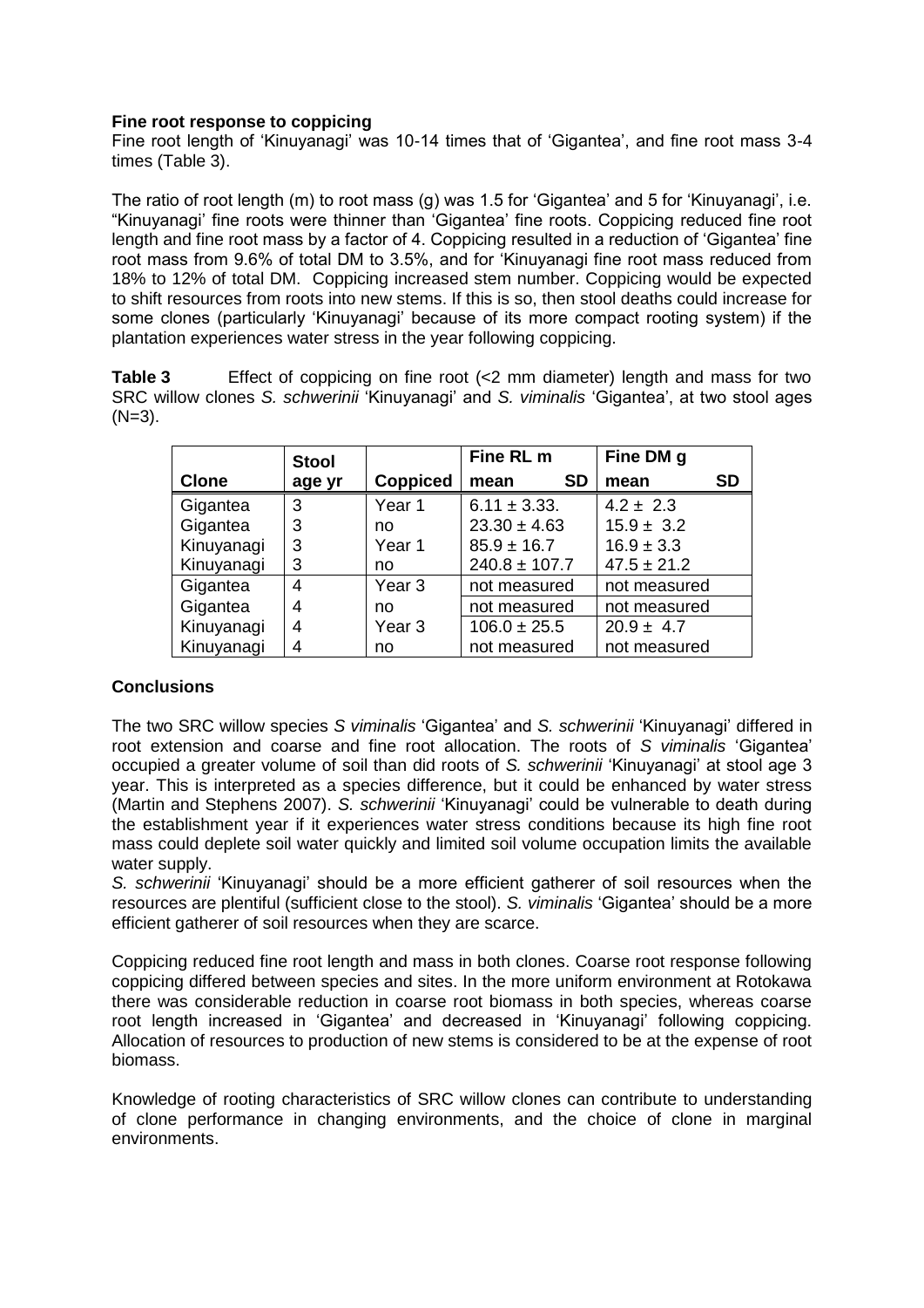**Fine root response to coppicing**

Fine root length of 'Kinuyanagi' was 10-14 times that of 'Gigantea', and fine root mass 3-4 times (Table 3).

The ratio of root length (m) to root mass (g) was 1.5 for 'Gigantea' and 5 for 'Kinuyanagi', i.e. "Kinuyanagi' fine roots were thinner than 'Gigantea' fine roots. Coppicing reduced fine root length and fine root mass by a factor of 4. Coppicing resulted in a reduction of 'Gigantea' fine root mass from 9.6% of total DM to 3.5%, and for 'Kinuyanagi fine root mass reduced from 18% to 12% of total DM. Coppicing increased stem number. Coppicing would be expected to shift resources from roots into new stems. If this is so, then stool deaths could increase for some clones (particularly 'Kinuyanagi' because of its more compact rooting system) if the plantation experiences water stress in the year following coppicing.

**Table 3** Effect of coppicing on fine root (<2 mm diameter) length and mass for two SRC willow clones *S. schwerinii* 'Kinuyanagi' and *S. viminalis* 'Gigantea', at two stool ages (N=3).

| Clone | Stool age yr | Coppiced | Fine RL m mean ± SD | Fine DM g mean ± SD |
|---|---|---|---|---|
| Gigantea | 3 | Year 1 | 6.11 ± 3.33. | 4.2 ± 2.3 |
| Gigantea | 3 | no | 23.30 ± 4.63 | 15.9 ± 3.2 |
| Kinuyanagi | 3 | Year 1 | 85.9 ± 16.7 | 16.9 ± 3.3 |
| Kinuyanagi | 3 | no | 240.8 ± 107.7 | 47.5 ± 21.2 |
| Gigantea | 4 | Year 3 | not measured | not measured |
| Gigantea | 4 | no | not measured | not measured |
| Kinuyanagi | 4 | Year 3 | 106.0 ± 25.5 | 20.9 ± 4.7 |
| Kinuyanagi | 4 | no | not measured | not measured |

**Conclusions**

The two SRC willow species *S viminalis* 'Gigantea' and *S. schwerinii* 'Kinuyanagi' differed in root extension and coarse and fine root allocation. The roots of *S viminalis* 'Gigantea' occupied a greater volume of soil than did roots of *S. schwerinii* 'Kinuyanagi' at stool age 3 year. This is interpreted as a species difference, but it could be enhanced by water stress (Martin and Stephens 2007). *S. schwerinii* 'Kinuyanagi' could be vulnerable to death during the establishment year if it experiences water stress conditions because its high fine root mass could deplete soil water quickly and limited soil volume occupation limits the available water supply.

*S. schwerinii* 'Kinuyanagi' should be a more efficient gatherer of soil resources when the resources are plentiful (sufficient close to the stool). *S. viminalis* 'Gigantea' should be a more efficient gatherer of soil resources when they are scarce.

Coppicing reduced fine root length and mass in both clones. Coarse root response following coppicing differed between species and sites. In the more uniform environment at Rotokawa there was considerable reduction in coarse root biomass in both species, whereas coarse root length increased in 'Gigantea' and decreased in 'Kinuyanagi' following coppicing. Allocation of resources to production of new stems is considered to be at the expense of root biomass.

Knowledge of rooting characteristics of SRC willow clones can contribute to understanding of clone performance in changing environments, and the choice of clone in marginal environments.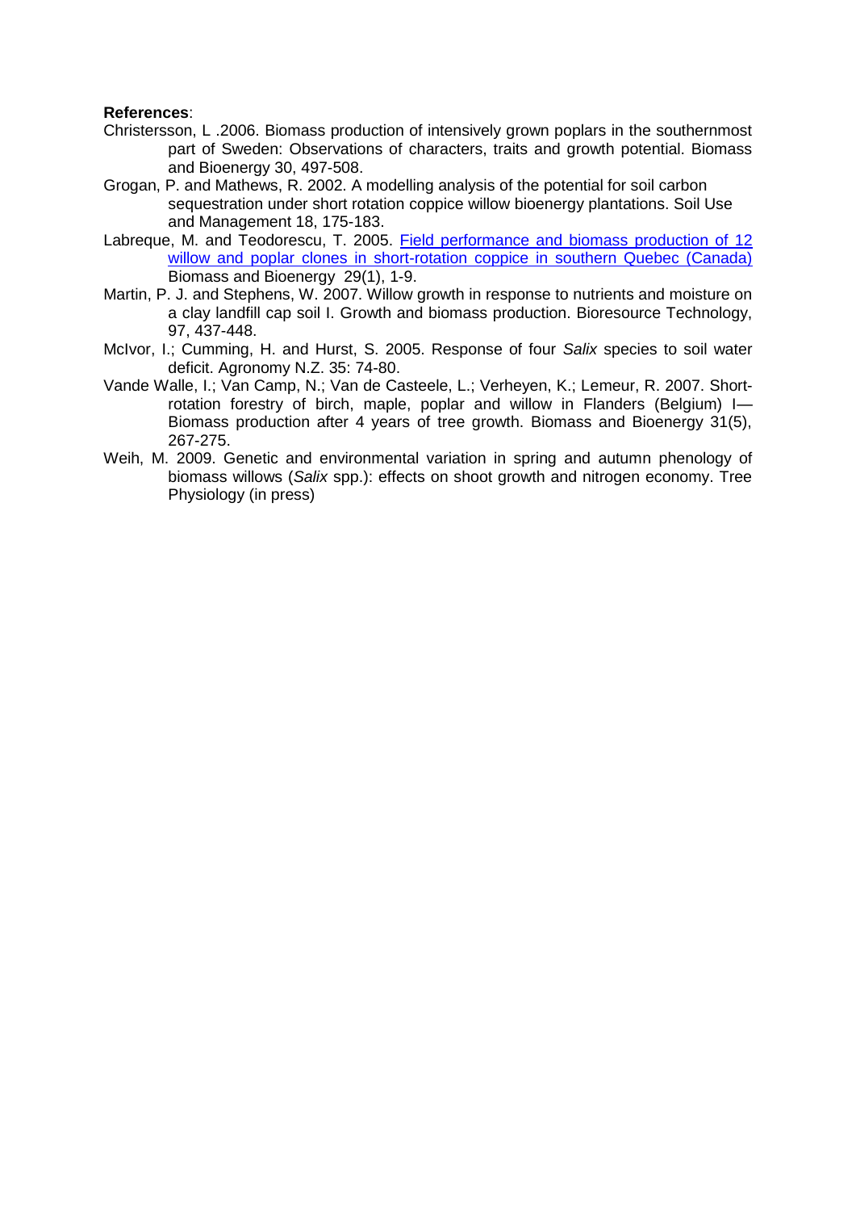**References**:

Christersson, L .2006. Biomass production of intensively grown poplars in the southernmost part of Sweden: Observations of characters, traits and growth potential. Biomass and Bioenergy 30, 497-508.

Grogan, P. and Mathews, R. 2002. A modelling analysis of the potential for soil carbon sequestration under short rotation coppice willow bioenergy plantations. Soil Use and Management 18, 175-183.

Labreque, M. and Teodorescu, T. 2005. [Field performance and biomass production of 12 willow and poplar clones in short-rotation coppice in southern Quebec (Canada)] Biomass and Bioenergy 29(1), 1-9.

Martin, P. J. and Stephens, W. 2007. Willow growth in response to nutrients and moisture on a clay landfill cap soil I. Growth and biomass production. Bioresource Technology, 97, 437-448.

McIvor, I.; Cumming, H. and Hurst, S. 2005. Response of four *Salix* species to soil water deficit. Agronomy N.Z. 35: 74-80.

Vande Walle, I.; Van Camp, N.; Van de Casteele, L.; Verheyen, K.; Lemeur, R. 2007. Short-rotation forestry of birch, maple, poplar and willow in Flanders (Belgium) I—Biomass production after 4 years of tree growth. Biomass and Bioenergy 31(5), 267-275.

Weih, M. 2009. Genetic and environmental variation in spring and autumn phenology of biomass willows (*Salix* spp.): effects on shoot growth and nitrogen economy. Tree Physiology (in press)